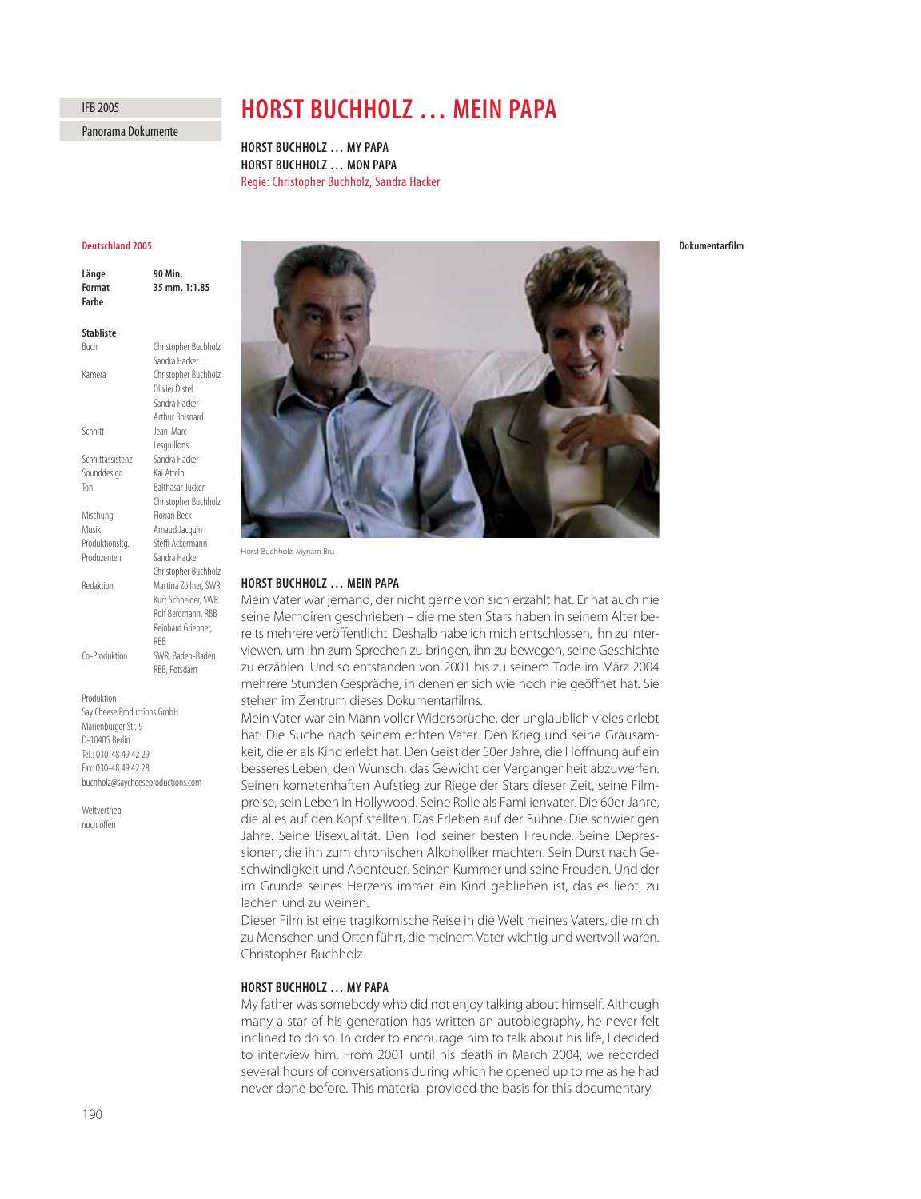IFB 2005

Panorama Dokumente

# HORST BUCHHOLZ … MEIN PAPA

**HORST BUCHHOLZ … MY PAPA**
**HORST BUCHHOLZ … MON PAPA**
Regie: Christopher Buchholz, Sandra Hacker

**Deutschland 2005**

**Dokumentarfilm**

| | |
|---|---|
| **Länge** | **90 Min.** |
| **Format** | **35 mm, 1:1.85** |
| **Farbe** | |

**Stabliste**

| | |
|---|---|
| Buch | Christopher Buchholz, Sandra Hacker |
| Kamera | Christopher Buchholz, Olivier Distel, Sandra Hacker, Arthur Boisnard |
| Schnitt | Jean-Marc Lesguillons |
| Schnittassistenz | Sandra Hacker |
| Sounddesign | Kai Atteln |
| Ton | Balthasar Jucker, Christopher Buchholz |
| Mischung | Florian Beck |
| Musik | Arnaud Jacquin |
| Produktionsltg. | Steffi Ackermann |
| Produzenten | Sandra Hacker, Christopher Buchholz |
| Redaktion | Martina Zöllner, SWR; Kurt Schneider, SWR; Rolf Bergmann, RBB; Reinhard Griebner, RBB |
| Co-Produktion | SWR, Baden-Baden; RBB, Potsdam |

Produktion
Say Cheese Productions GmbH
Marienburger Str. 9
D-10405 Berlin
Tel.: 030-48 49 42 29
Fax: 030-48 49 42 28
buchholz@saycheeseproductions.com

Weltvertrieb
noch offen

Horst Buchholz, Myriam Bru

## HORST BUCHHOLZ … MEIN PAPA

Mein Vater war jemand, der nicht gerne von sich erzählt hat. Er hat auch nie seine Memoiren geschrieben – die meisten Stars haben in seinem Alter bereits mehrere veröffentlicht. Deshalb habe ich mich entschlossen, ihn zu interviewen, um ihn zum Sprechen zu bringen, ihn zu bewegen, seine Geschichte zu erzählen. Und so entstanden von 2001 bis zu seinem Tode im März 2004 mehrere Stunden Gespräche, in denen er sich wie noch nie geöffnet hat. Sie stehen im Zentrum dieses Dokumentarfilms.

Mein Vater war ein Mann voller Widersprüche, der unglaublich vieles erlebt hat: Die Suche nach seinem echten Vater. Den Krieg und seine Grausamkeit, die er als Kind erlebt hat. Den Geist der 50er Jahre, die Hoffnung auf ein besseres Leben, den Wunsch, das Gewicht der Vergangenheit abzuwerfen. Seinen kometenhaften Aufstieg zur Riege der Stars dieser Zeit, seine Filmpreise, sein Leben in Hollywood. Seine Rolle als Familienvater. Die 60er Jahre, die alles auf den Kopf stellten. Das Erleben auf der Bühne. Die schwierigen Jahre. Seine Bisexualität. Den Tod seiner besten Freunde. Seine Depressionen, die ihn zum chronischen Alkoholiker machten. Sein Durst nach Geschwindigkeit und Abenteuer. Seinen Kummer und seine Freuden. Und der im Grunde seines Herzens immer ein Kind geblieben ist, das es liebt, zu lachen und zu weinen.

Dieser Film ist eine tragikomische Reise in die Welt meines Vaters, die mich zu Menschen und Orten führt, die meinem Vater wichtig und wertvoll waren.
Christopher Buchholz

## HORST BUCHHOLZ … MY PAPA

My father was somebody who did not enjoy talking about himself. Although many a star of his generation has written an autobiography, he never felt inclined to do so. In order to encourage him to talk about his life, I decided to interview him. From 2001 until his death in March 2004, we recorded several hours of conversations during which he opened up to me as he had never done before. This material provided the basis for this documentary.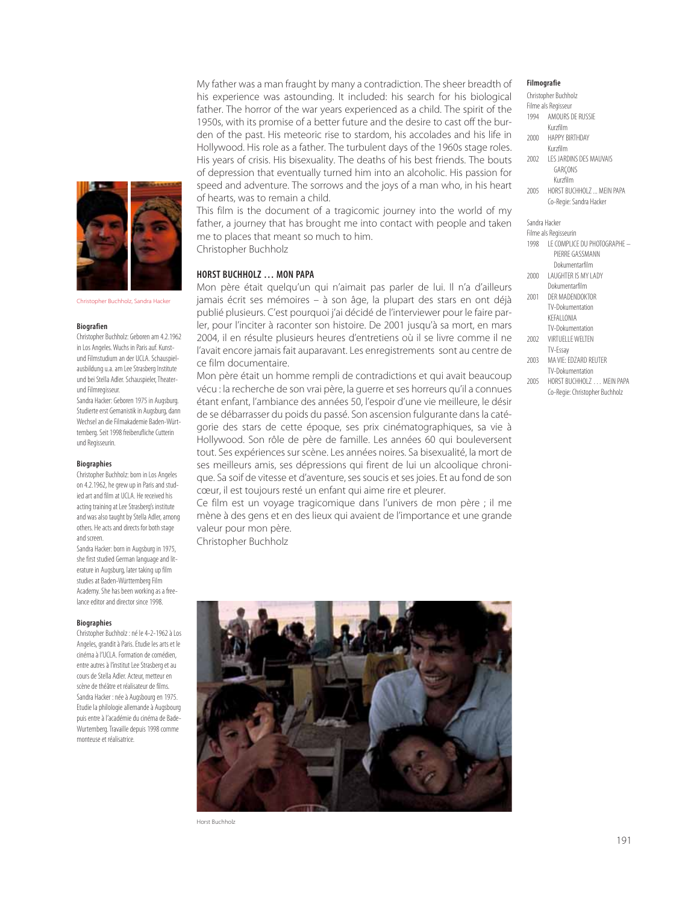Christopher Buchholz, Sandra Hacker

**Biografien**

Christopher Buchholz: Geboren am 4.2.1962 in Los Angeles. Wuchs in Paris auf. Kunst- und Filmstudium an der UCLA. Schauspielausbildung u.a. am Lee Strasberg Institute und bei Stella Adler. Schauspieler, Theater- und Filmregisseur.

Sandra Hacker: Geboren 1975 in Augsburg. Studierte erst Germanistik in Augsburg, dann Wechsel an die Filmakademie Baden-Württemberg. Seit 1998 freiberufliche Cutterin und Regisseurin.

**Biographies**

Christopher Buchholz: born in Los Angeles on 4.2.1962, he grew up in Paris and studied art and film at UCLA. He received his acting training at Lee Strasberg's institute and was also taught by Stella Adler, among others. He acts and directs for both stage and screen.

Sandra Hacker: born in Augsburg in 1975, she first studied German language and literature in Augsburg, later taking up film studies at Baden-Württemberg Film Academy. She has been working as a freelance editor and director since 1998.

**Biographies**

Christopher Buchholz : né le 4-2-1962 à Los Angeles, grandit à Paris. Etudie les arts et le cinéma à l'UCLA. Formation de comédien, entre autres à l'institut Lee Strasberg et au cours de Stella Adler. Acteur, metteur en scène de théâtre et réalisateur de films.

Sandra Hacker : née à Augsbourg en 1975. Etudie la philologie allemande à Augsbourg puis entre à l'académie du cinéma de Bade-Wurtemberg. Travaille depuis 1998 comme monteuse et réalisatrice.

My father was a man fraught by many a contradiction. The sheer breadth of his experience was astounding. It included: his search for his biological father. The horror of the war years experienced as a child. The spirit of the 1950s, with its promise of a better future and the desire to cast off the burden of the past. His meteoric rise to stardom, his accolades and his life in Hollywood. His role as a father. The turbulent days of the 1960s stage roles. His years of crisis. His bisexuality. The deaths of his best friends. The bouts of depression that eventually turned him into an alcoholic. His passion for speed and adventure. The sorrows and the joys of a man who, in his heart of hearts, was to remain a child.

This film is the document of a tragicomic journey into the world of my father, a journey that has brought me into contact with people and taken me to places that meant so much to him.

Christopher Buchholz

**HORST BUCHHOLZ … MON PAPA**

Mon père était quelqu'un qui n'aimait pas parler de lui. Il n'a d'ailleurs jamais écrit ses mémoires – à son âge, la plupart des stars en ont déjà publié plusieurs. C'est pourquoi j'ai décidé de l'interviewer pour le faire parler, pour l'inciter à raconter son histoire. De 2001 jusqu'à sa mort, en mars 2004, il en résulte plusieurs heures d'entretiens où il se livre comme il ne l'avait encore jamais fait auparavant. Les enregistrements sont au centre de ce film documentaire.

Mon père était un homme rempli de contradictions et qui avait beaucoup vécu : la recherche de son vrai père, la guerre et ses horreurs qu'il a connues étant enfant, l'ambiance des années 50, l'espoir d'une vie meilleure, le désir de se débarrasser du poids du passé. Son ascension fulgurante dans la catégorie des stars de cette époque, ses prix cinématographiques, sa vie à Hollywood. Son rôle de père de famille. Les années 60 qui bouleversent tout. Ses expériences sur scène. Les années noires. Sa bisexualité, la mort de ses meilleurs amis, ses dépressions qui firent de lui un alcoolique chronique. Sa soif de vitesse et d'aventure, ses soucis et ses joies. Et au fond de son cœur, il est toujours resté un enfant qui aime rire et pleurer.

Ce film est un voyage tragicomique dans l'univers de mon père ; il me mène à des gens et en des lieux qui avaient de l'importance et une grande valeur pour mon père.

Christopher Buchholz

Horst Buchholz

**Filmografie**

Christopher Buchholz
Filme als Regisseur

- 1994 AMOURS DE RUSSIE
  Kurzfilm
- 2000 HAPPY BIRTHDAY
  Kurzfilm
- 2002 LES JARDINS DES MAUVAIS GARÇONS
  Kurzfilm
- 2005 HORST BUCHHOLZ … MEIN PAPA
  Co-Regie: Sandra Hacker

Sandra Hacker
Filme als Regisseurin

- 1998 LE COMPLICE DU PHOTOGRAPHE – PIERRE GASSMANN
  Dokumentarfilm
- 2000 LAUGHTER IS MY LADY
  Dokumentarfilm
- 2001 DER MADENDOKTOR
  TV-Dokumentation
  KEFALLONIA
  TV-Dokumentation
- 2002 VIRTUELLE WELTEN
  TV-Essay
- 2003 MA VIE: EDZARD REUTER
  TV-Dokumentation
- 2005 HORST BUCHHOLZ … MEIN PAPA
  Co-Regie: Christopher Buchholz